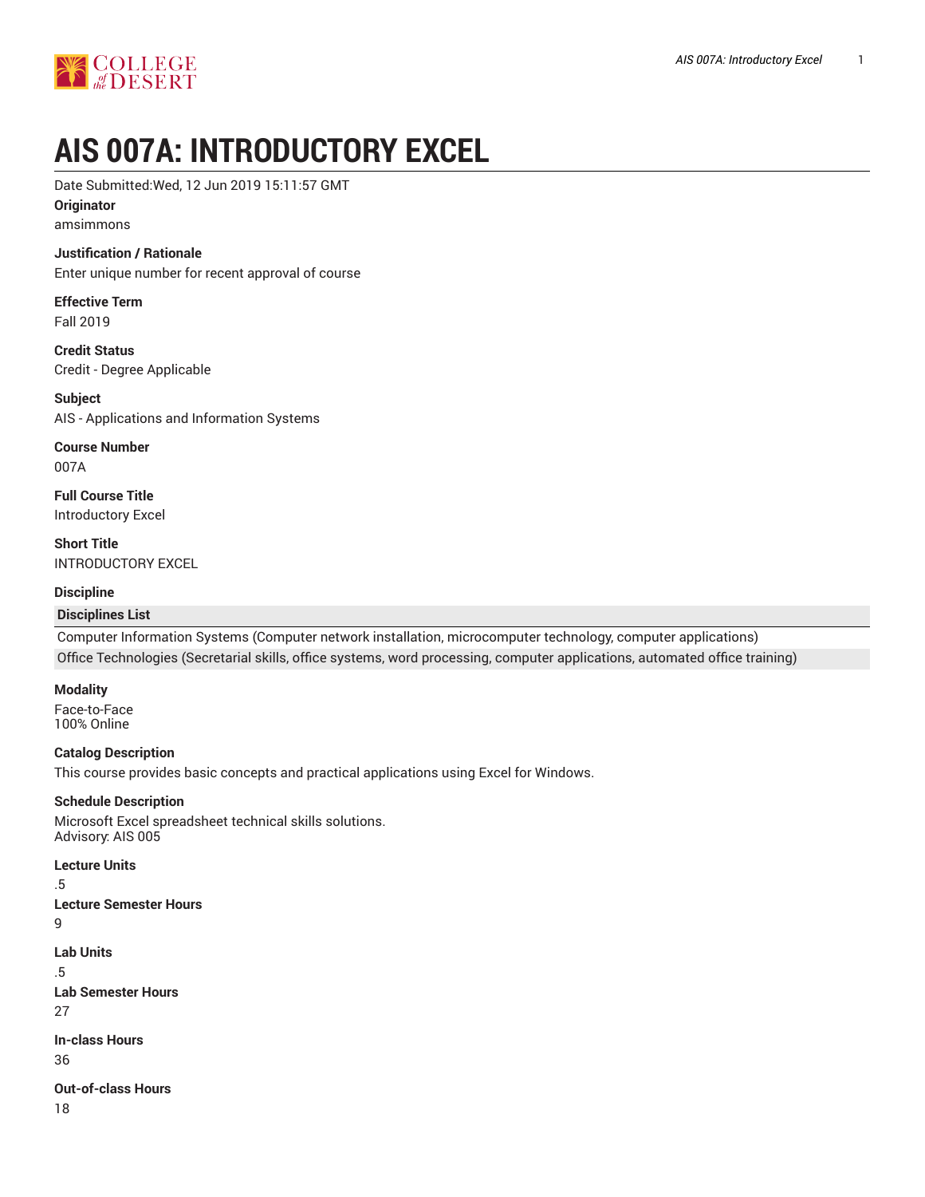# AIS 007A: INTRODUCTORY EXCEL

Date Submitted:Wed, 12 Jun 2019 15:11:57 GMT

**Originator**

amsimmons

**Justification / Rationale**

Enter unique number for recent approval of course

**Effective Term**

Fall 2019

**Credit Status**

Credit - Degree Applicable

**Subject**

AIS - Applications and Information Systems

**Course Number**

007A

**Full Course Title**

Introductory Excel

**Short Title**

INTRODUCTORY EXCEL

**Discipline**

| Disciplines List |
| --- |
| Computer Information Systems (Computer network installation, microcomputer technology, computer applications) |
| Office Technologies (Secretarial skills, office systems, word processing, computer applications, automated office training) |

**Modality**

Face-to-Face
100% Online

**Catalog Description**

This course provides basic concepts and practical applications using Excel for Windows.

**Schedule Description**

Microsoft Excel spreadsheet technical skills solutions.
Advisory: AIS 005

**Lecture Units**

.5

**Lecture Semester Hours**

9

**Lab Units**

.5

**Lab Semester Hours**

27

**In-class Hours**

36

**Out-of-class Hours**

18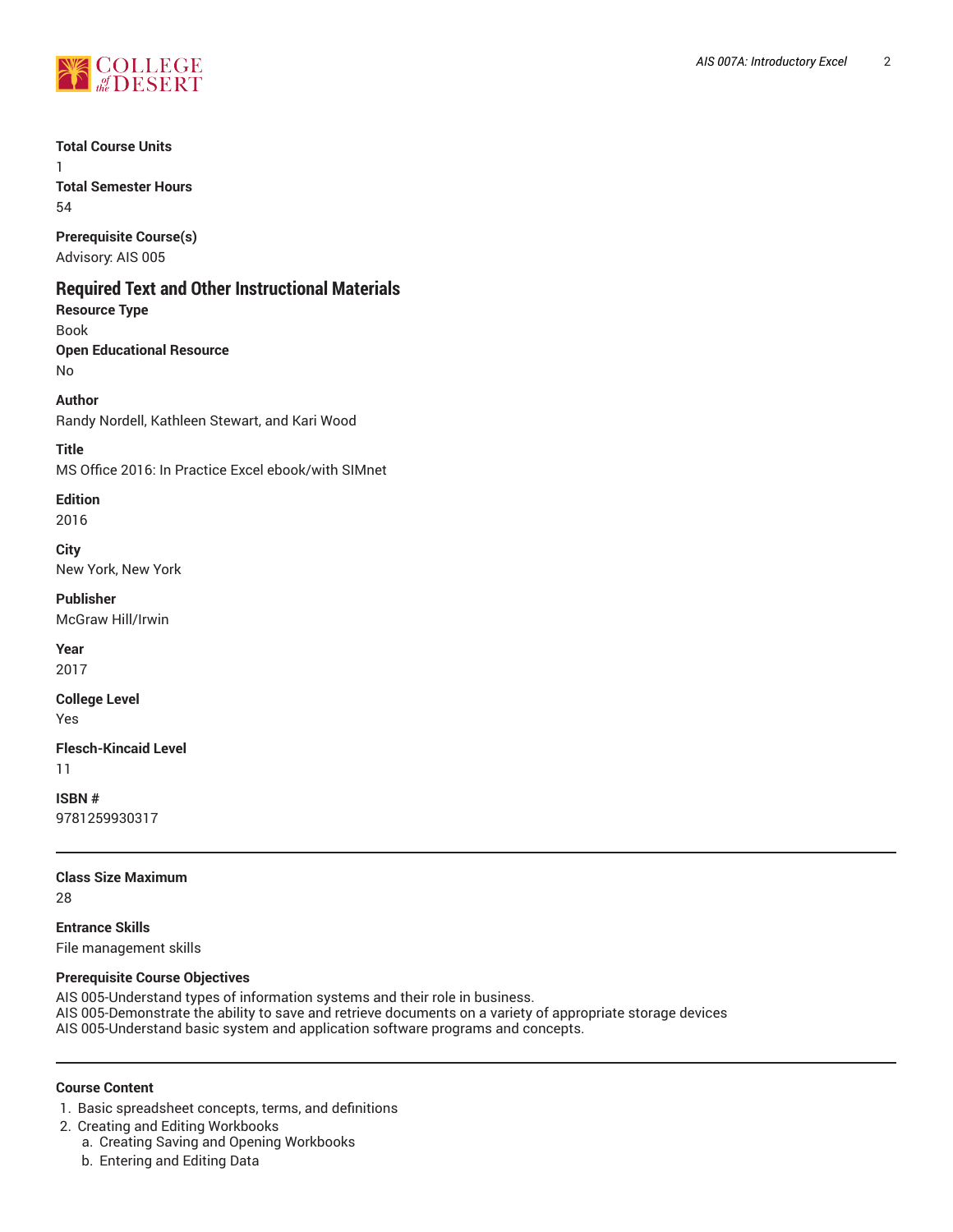**Total Course Units**

1

**Total Semester Hours**

54

**Prerequisite Course(s)**

Advisory: AIS 005

## Required Text and Other Instructional Materials

**Resource Type**

Book

**Open Educational Resource**

No

**Author**

Randy Nordell, Kathleen Stewart, and Kari Wood

**Title**

MS Office 2016: In Practice Excel ebook/with SIMnet

**Edition**

2016

**City**

New York, New York

**Publisher**

McGraw Hill/Irwin

**Year**

2017

**College Level**

Yes

**Flesch-Kincaid Level**

11

**ISBN #**

9781259930317

---

**Class Size Maximum**

28

**Entrance Skills**

File management skills

**Prerequisite Course Objectives**

AIS 005-Understand types of information systems and their role in business.
AIS 005-Demonstrate the ability to save and retrieve documents on a variety of appropriate storage devices
AIS 005-Understand basic system and application software programs and concepts.

---

**Course Content**

1. Basic spreadsheet concepts, terms, and definitions
2. Creating and Editing Workbooks
    a. Creating Saving and Opening Workbooks
    b. Entering and Editing Data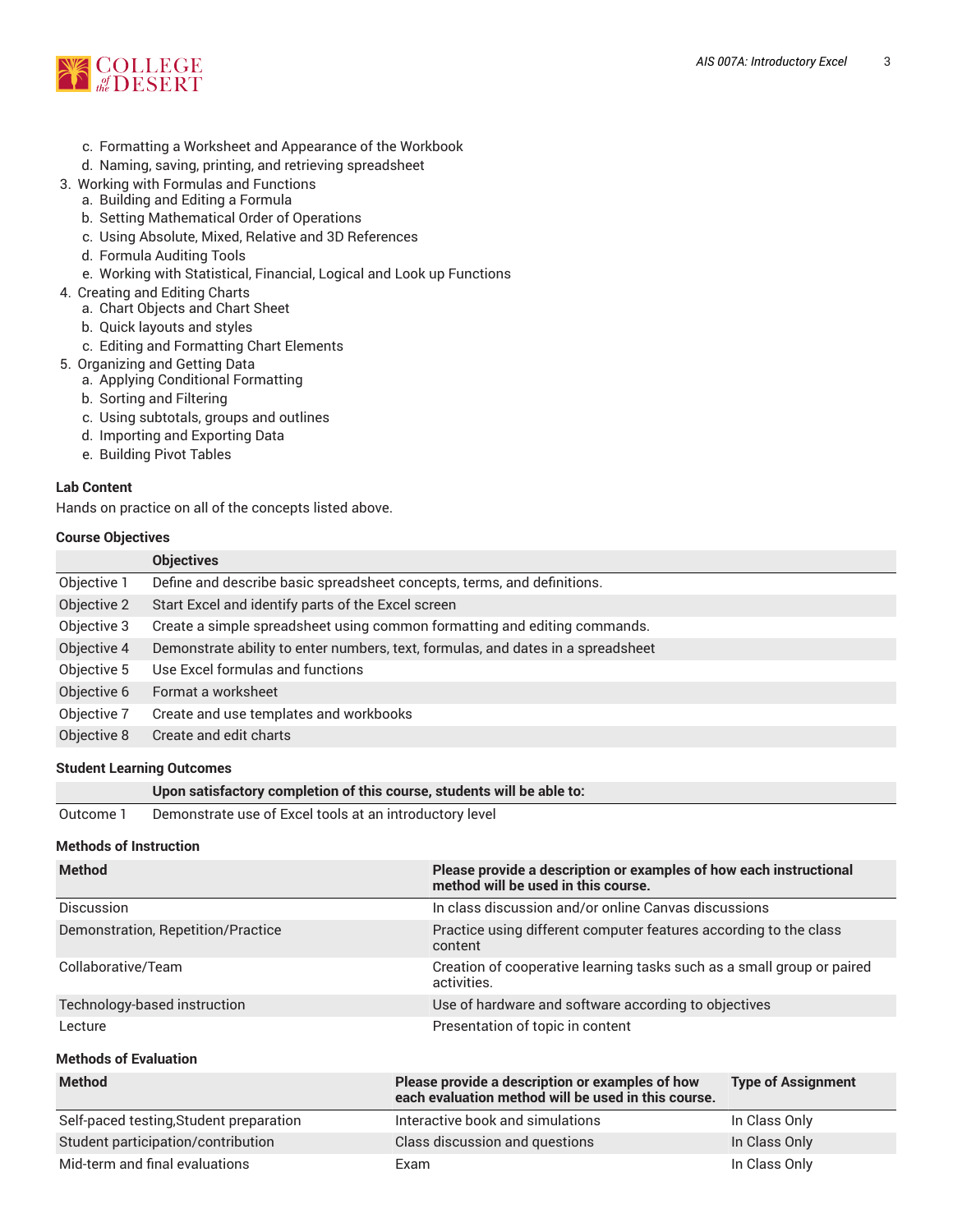c. Formatting a Worksheet and Appearance of the Workbook
    d. Naming, saving, printing, and retrieving spreadsheet
3. Working with Formulas and Functions
    a. Building and Editing a Formula
    b. Setting Mathematical Order of Operations
    c. Using Absolute, Mixed, Relative and 3D References
    d. Formula Auditing Tools
    e. Working with Statistical, Financial, Logical and Look up Functions
4. Creating and Editing Charts
    a. Chart Objects and Chart Sheet
    b. Quick layouts and styles
    c. Editing and Formatting Chart Elements
5. Organizing and Getting Data
    a. Applying Conditional Formatting
    b. Sorting and Filtering
    c. Using subtotals, groups and outlines
    d. Importing and Exporting Data
    e. Building Pivot Tables

### Lab Content

Hands on practice on all of the concepts listed above.

### Course Objectives

| | Objectives |
|---|---|
| Objective 1 | Define and describe basic spreadsheet concepts, terms, and definitions. |
| Objective 2 | Start Excel and identify parts of the Excel screen |
| Objective 3 | Create a simple spreadsheet using common formatting and editing commands. |
| Objective 4 | Demonstrate ability to enter numbers, text, formulas, and dates in a spreadsheet |
| Objective 5 | Use Excel formulas and functions |
| Objective 6 | Format a worksheet |
| Objective 7 | Create and use templates and workbooks |
| Objective 8 | Create and edit charts |

### Student Learning Outcomes

| | Upon satisfactory completion of this course, students will be able to: |
|---|---|
| Outcome 1 | Demonstrate use of Excel tools at an introductory level |

### Methods of Instruction

| Method | Please provide a description or examples of how each instructional method will be used in this course. |
|---|---|
| Discussion | In class discussion and/or online Canvas discussions |
| Demonstration, Repetition/Practice | Practice using different computer features according to the class content |
| Collaborative/Team | Creation of cooperative learning tasks such as a small group or paired activities. |
| Technology-based instruction | Use of hardware and software according to objectives |
| Lecture | Presentation of topic in content |

### Methods of Evaluation

| Method | Please provide a description or examples of how each evaluation method will be used in this course. | Type of Assignment |
|---|---|---|
| Self-paced testing,Student preparation | Interactive book and simulations | In Class Only |
| Student participation/contribution | Class discussion and questions | In Class Only |
| Mid-term and final evaluations | Exam | In Class Only |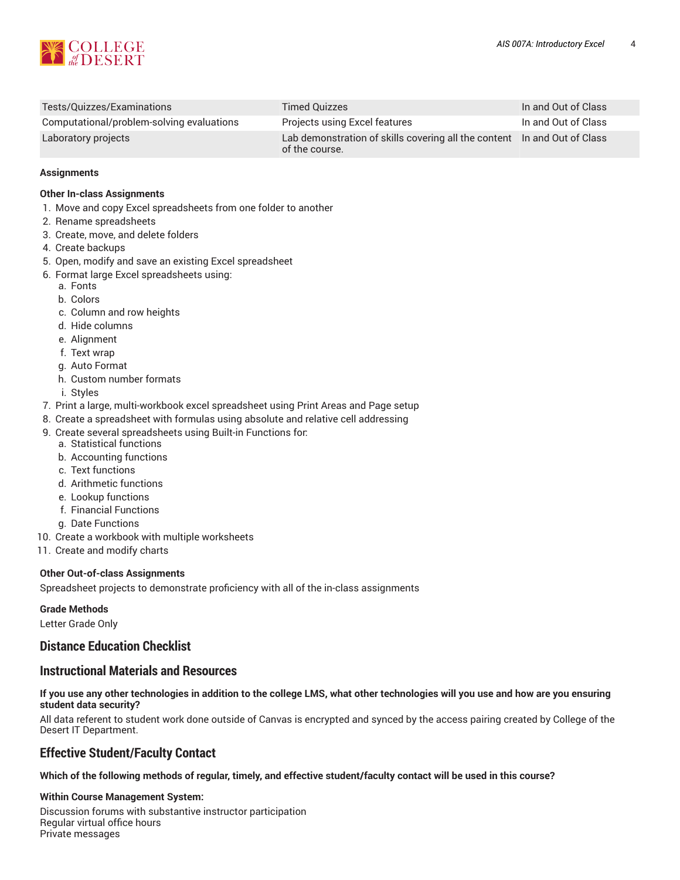| | | |
|---|---|---|
| Tests/Quizzes/Examinations | Timed Quizzes | In and Out of Class |
| Computational/problem-solving evaluations | Projects using Excel features | In and Out of Class |
| Laboratory projects | Lab demonstration of skills covering all the content of the course. | In and Out of Class |

**Assignments**

**Other In-class Assignments**

1. Move and copy Excel spreadsheets from one folder to another
2. Rename spreadsheets
3. Create, move, and delete folders
4. Create backups
5. Open, modify and save an existing Excel spreadsheet
6. Format large Excel spreadsheets using:
   a. Fonts
   b. Colors
   c. Column and row heights
   d. Hide columns
   e. Alignment
   f. Text wrap
   g. Auto Format
   h. Custom number formats
   i. Styles
7. Print a large, multi-workbook excel spreadsheet using Print Areas and Page setup
8. Create a spreadsheet with formulas using absolute and relative cell addressing
9. Create several spreadsheets using Built-in Functions for:
   a. Statistical functions
   b. Accounting functions
   c. Text functions
   d. Arithmetic functions
   e. Lookup functions
   f. Financial Functions
   g. Date Functions
10. Create a workbook with multiple worksheets
11. Create and modify charts

**Other Out-of-class Assignments**

Spreadsheet projects to demonstrate proficiency with all of the in-class assignments

**Grade Methods**

Letter Grade Only

## Distance Education Checklist

## Instructional Materials and Resources

**If you use any other technologies in addition to the college LMS, what other technologies will you use and how are you ensuring student data security?**

All data referent to student work done outside of Canvas is encrypted and synced by the access pairing created by College of the Desert IT Department.

## Effective Student/Faculty Contact

**Which of the following methods of regular, timely, and effective student/faculty contact will be used in this course?**

**Within Course Management System:**

Discussion forums with substantive instructor participation
Regular virtual office hours
Private messages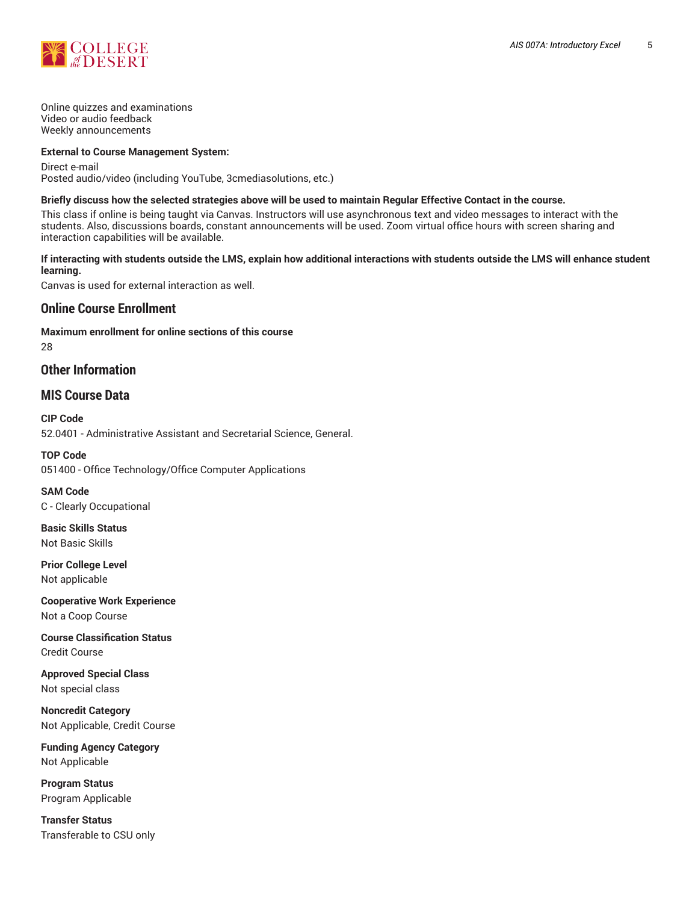Online quizzes and examinations
Video or audio feedback
Weekly announcements

**External to Course Management System:**

Direct e-mail
Posted audio/video (including YouTube, 3cmediasolutions, etc.)

**Briefly discuss how the selected strategies above will be used to maintain Regular Effective Contact in the course.**

This class if online is being taught via Canvas. Instructors will use asynchronous text and video messages to interact with the students. Also, discussions boards, constant announcements will be used. Zoom virtual office hours with screen sharing and interaction capabilities will be available.

**If interacting with students outside the LMS, explain how additional interactions with students outside the LMS will enhance student learning.**

Canvas is used for external interaction as well.

## Online Course Enrollment

**Maximum enrollment for online sections of this course**

28

## Other Information

## MIS Course Data

**CIP Code**

52.0401 - Administrative Assistant and Secretarial Science, General.

**TOP Code**

051400 - Office Technology/Office Computer Applications

**SAM Code**

C - Clearly Occupational

**Basic Skills Status**

Not Basic Skills

**Prior College Level**

Not applicable

**Cooperative Work Experience**

Not a Coop Course

**Course Classification Status**

Credit Course

**Approved Special Class**

Not special class

**Noncredit Category**

Not Applicable, Credit Course

**Funding Agency Category**

Not Applicable

**Program Status**

Program Applicable

**Transfer Status**

Transferable to CSU only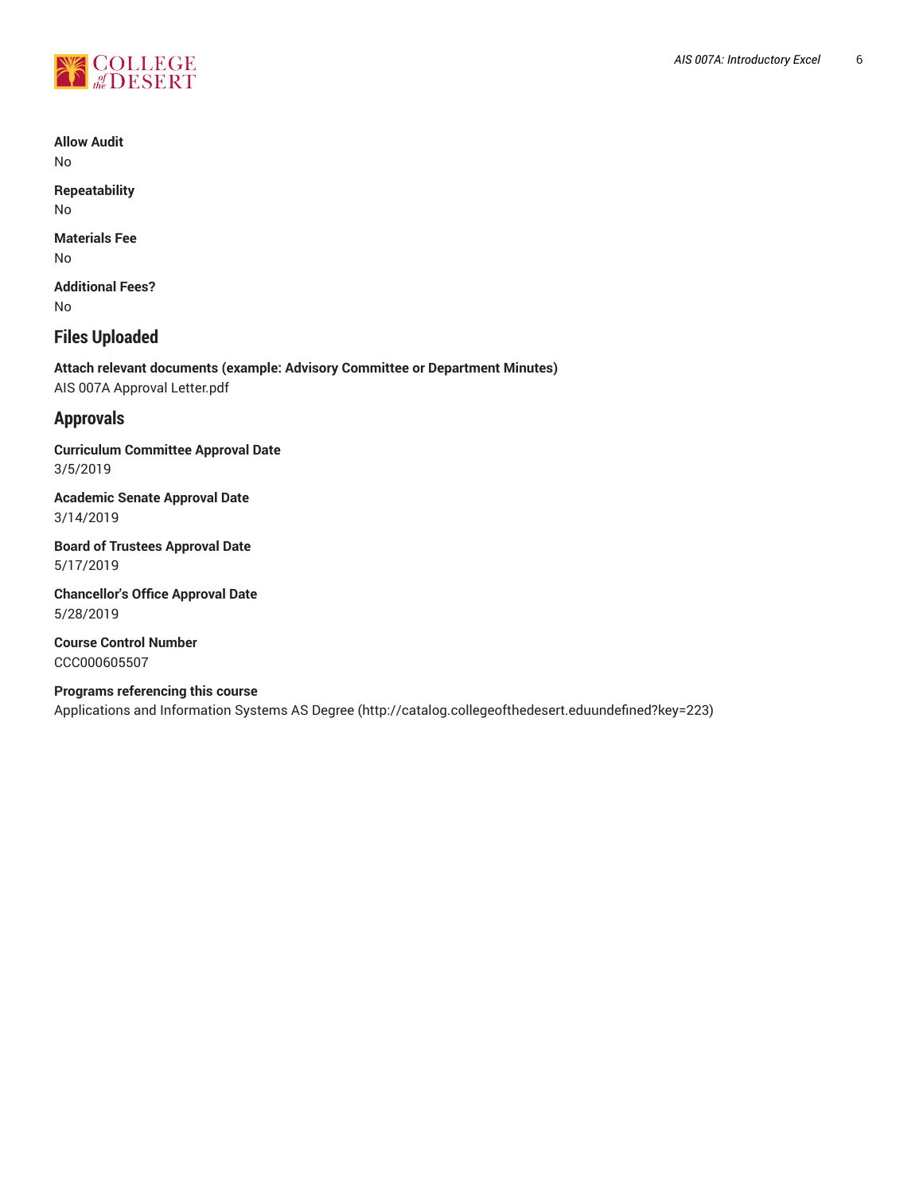**Allow Audit**
No

**Repeatability**
No

**Materials Fee**
No

**Additional Fees?**
No

## Files Uploaded

**Attach relevant documents (example: Advisory Committee or Department Minutes)**
AIS 007A Approval Letter.pdf

## Approvals

**Curriculum Committee Approval Date**
3/5/2019

**Academic Senate Approval Date**
3/14/2019

**Board of Trustees Approval Date**
5/17/2019

**Chancellor's Office Approval Date**
5/28/2019

**Course Control Number**
CCC000605507

**Programs referencing this course**
Applications and Information Systems AS Degree (http://catalog.collegeofthedesert.eduundefined?key=223)